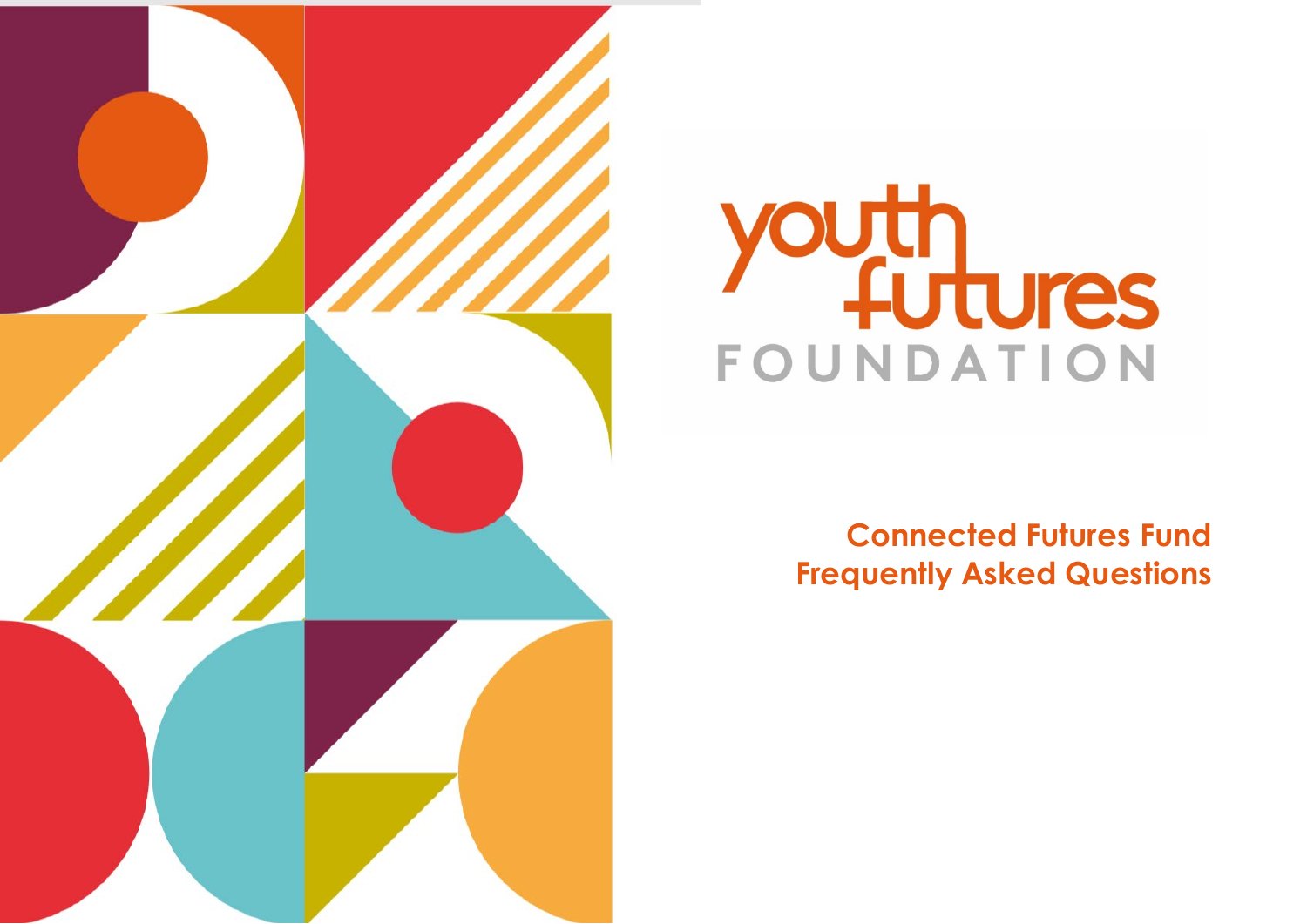youth futures FOUNDATION

# Connected Futures Fund Frequently Asked Questions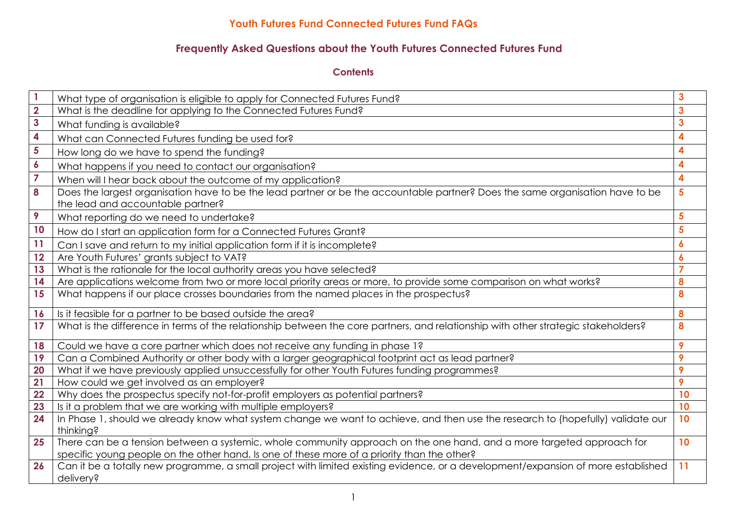# Youth Futures Fund Connected Futures Fund FAQs

## Frequently Asked Questions about the Youth Futures Connected Futures Fund

### Contents

| | | |
|---|---|---|
| 1 | What type of organisation is eligible to apply for Connected Futures Fund? | 3 |
| 2 | What is the deadline for applying to the Connected Futures Fund? | 3 |
| 3 | What funding is available? | 3 |
| 4 | What can Connected Futures funding be used for? | 4 |
| 5 | How long do we have to spend the funding? | 4 |
| 6 | What happens if you need to contact our organisation? | 4 |
| 7 | When will I hear back about the outcome of my application? | 4 |
| 8 | Does the largest organisation have to be the lead partner or be the accountable partner? Does the same organisation have to be the lead and accountable partner? | 5 |
| 9 | What reporting do we need to undertake? | 5 |
| 10 | How do I start an application form for a Connected Futures Grant? | 5 |
| 11 | Can I save and return to my initial application form if it is incomplete? | 6 |
| 12 | Are Youth Futures' grants subject to VAT? | 6 |
| 13 | What is the rationale for the local authority areas you have selected? | 7 |
| 14 | Are applications welcome from two or more local priority areas or more, to provide some comparison on what works? | 8 |
| 15 | What happens if our place crosses boundaries from the named places in the prospectus? | 8 |
| 16 | Is it feasible for a partner to be based outside the area? | 8 |
| 17 | What is the difference in terms of the relationship between the core partners, and relationship with other strategic stakeholders? | 8 |
| 18 | Could we have a core partner which does not receive any funding in phase 1? | 9 |
| 19 | Can a Combined Authority or other body with a larger geographical footprint act as lead partner? | 9 |
| 20 | What if we have previously applied unsuccessfully for other Youth Futures funding programmes? | 9 |
| 21 | How could we get involved as an employer? | 9 |
| 22 | Why does the prospectus specify not-for-profit employers as potential partners? | 10 |
| 23 | Is it a problem that we are working with multiple employers? | 10 |
| 24 | In Phase 1, should we already know what system change we want to achieve, and then use the research to (hopefully) validate our thinking? | 10 |
| 25 | There can be a tension between a systemic, whole community approach on the one hand, and a more targeted approach for specific young people on the other hand. Is one of these more of a priority than the other? | 10 |
| 26 | Can it be a totally new programme, a small project with limited existing evidence, or a development/expansion of more established delivery? | 11 |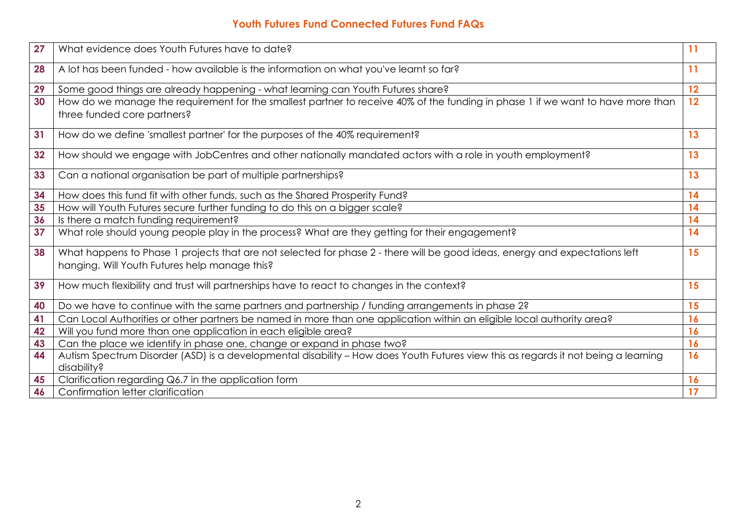## Youth Futures Fund Connected Futures Fund FAQs

| | | |
|---|---|---|
| **27** | What evidence does Youth Futures have to date? | **11** |
| **28** | A lot has been funded - how available is the information on what you've learnt so far? | **11** |
| **29** | Some good things are already happening - what learning can Youth Futures share? | **12** |
| **30** | How do we manage the requirement for the smallest partner to receive 40% of the funding in phase 1 if we want to have more than three funded core partners? | **12** |
| **31** | How do we define 'smallest partner' for the purposes of the 40% requirement? | **13** |
| **32** | How should we engage with JobCentres and other nationally mandated actors with a role in youth employment? | **13** |
| **33** | Can a national organisation be part of multiple partnerships? | **13** |
| **34** | How does this fund fit with other funds, such as the Shared Prosperity Fund? | **14** |
| **35** | How will Youth Futures secure further funding to do this on a bigger scale? | **14** |
| **36** | Is there a match funding requirement? | **14** |
| **37** | What role should young people play in the process? What are they getting for their engagement? | **14** |
| **38** | What happens to Phase 1 projects that are not selected for phase 2 - there will be good ideas, energy and expectations left hanging. Will Youth Futures help manage this? | **15** |
| **39** | How much flexibility and trust will partnerships have to react to changes in the context? | **15** |
| **40** | Do we have to continue with the same partners and partnership / funding arrangements in phase 2? | **15** |
| **41** | Can Local Authorities or other partners be named in more than one application within an eligible local authority area? | **16** |
| **42** | Will you fund more than one application in each eligible area? | **16** |
| **43** | Can the place we identify in phase one, change or expand in phase two? | **16** |
| **44** | Autism Spectrum Disorder (ASD) is a developmental disability – How does Youth Futures view this as regards it not being a learning disability? | **16** |
| **45** | Clarification regarding Q6.7 in the application form | **16** |
| **46** | Confirmation letter clarification | **17** |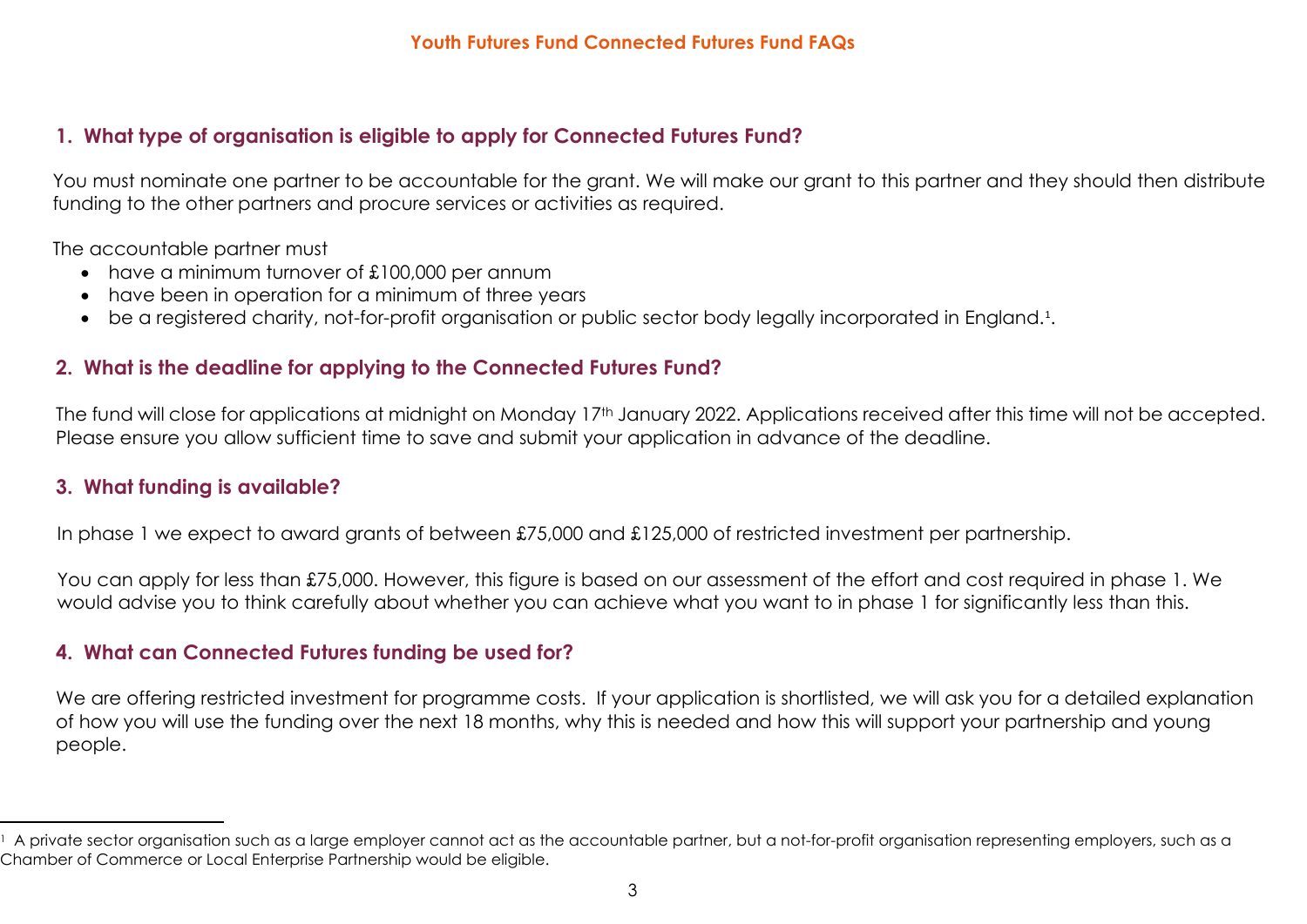**Youth Futures Fund Connected Futures Fund FAQs**

## 1. What type of organisation is eligible to apply for Connected Futures Fund?

You must nominate one partner to be accountable for the grant. We will make our grant to this partner and they should then distribute funding to the other partners and procure services or activities as required.

The accountable partner must

- have a minimum turnover of £100,000 per annum
- have been in operation for a minimum of three years
- be a registered charity, not-for-profit organisation or public sector body legally incorporated in England.[1].

## 2. What is the deadline for applying to the Connected Futures Fund?

The fund will close for applications at midnight on Monday 17th January 2022. Applications received after this time will not be accepted. Please ensure you allow sufficient time to save and submit your application in advance of the deadline.

## 3. What funding is available?

In phase 1 we expect to award grants of between £75,000 and £125,000 of restricted investment per partnership.

You can apply for less than £75,000. However, this figure is based on our assessment of the effort and cost required in phase 1. We would advise you to think carefully about whether you can achieve what you want to in phase 1 for significantly less than this.

## 4. What can Connected Futures funding be used for?

We are offering restricted investment for programme costs. If your application is shortlisted, we will ask you for a detailed explanation of how you will use the funding over the next 18 months, why this is needed and how this will support your partnership and young people.

---

[1] A private sector organisation such as a large employer cannot act as the accountable partner, but a not-for-profit organisation representing employers, such as a Chamber of Commerce or Local Enterprise Partnership would be eligible.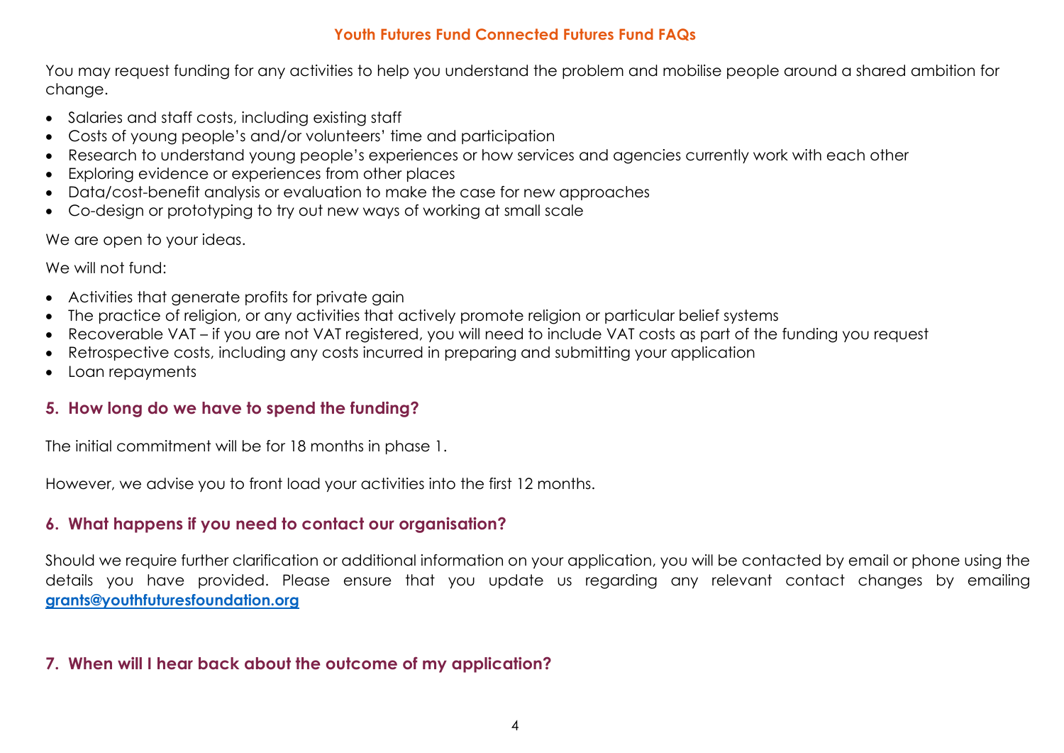You may request funding for any activities to help you understand the problem and mobilise people around a shared ambition for change.

- Salaries and staff costs, including existing staff
- Costs of young people's and/or volunteers' time and participation
- Research to understand young people's experiences or how services and agencies currently work with each other
- Exploring evidence or experiences from other places
- Data/cost-benefit analysis or evaluation to make the case for new approaches
- Co-design or prototyping to try out new ways of working at small scale

We are open to your ideas.

We will not fund:

- Activities that generate profits for private gain
- The practice of religion, or any activities that actively promote religion or particular belief systems
- Recoverable VAT – if you are not VAT registered, you will need to include VAT costs as part of the funding you request
- Retrospective costs, including any costs incurred in preparing and submitting your application
- Loan repayments

## 5. How long do we have to spend the funding?

The initial commitment will be for 18 months in phase 1.

However, we advise you to front load your activities into the first 12 months.

## 6. What happens if you need to contact our organisation?

Should we require further clarification or additional information on your application, you will be contacted by email or phone using the details you have provided. Please ensure that you update us regarding any relevant contact changes by emailing **grants@youthfuturesfoundation.org**

## 7. When will I hear back about the outcome of my application?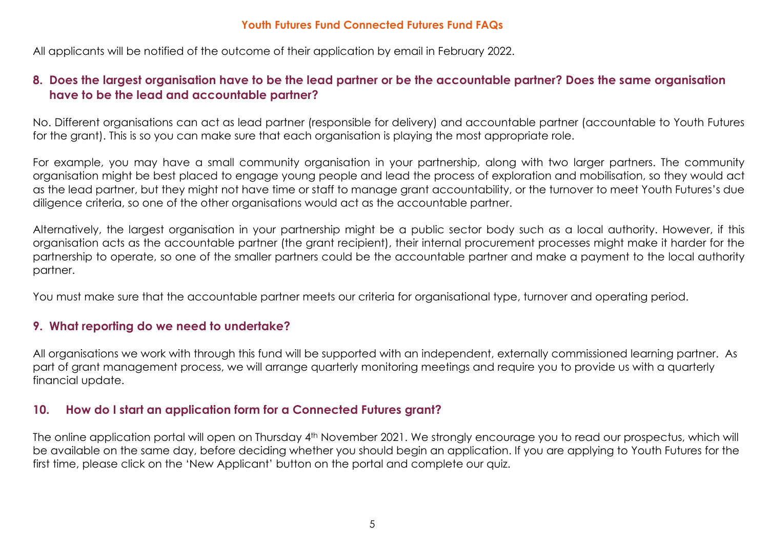All applicants will be notified of the outcome of their application by email in February 2022.

## 8. Does the largest organisation have to be the lead partner or be the accountable partner? Does the same organisation have to be the lead and accountable partner?

No. Different organisations can act as lead partner (responsible for delivery) and accountable partner (accountable to Youth Futures for the grant). This is so you can make sure that each organisation is playing the most appropriate role.

For example, you may have a small community organisation in your partnership, along with two larger partners. The community organisation might be best placed to engage young people and lead the process of exploration and mobilisation, so they would act as the lead partner, but they might not have time or staff to manage grant accountability, or the turnover to meet Youth Futures's due diligence criteria, so one of the other organisations would act as the accountable partner.

Alternatively, the largest organisation in your partnership might be a public sector body such as a local authority. However, if this organisation acts as the accountable partner (the grant recipient), their internal procurement processes might make it harder for the partnership to operate, so one of the smaller partners could be the accountable partner and make a payment to the local authority partner.

You must make sure that the accountable partner meets our criteria for organisational type, turnover and operating period.

## 9. What reporting do we need to undertake?

All organisations we work with through this fund will be supported with an independent, externally commissioned learning partner. As part of grant management process, we will arrange quarterly monitoring meetings and require you to provide us with a quarterly financial update.

## 10. How do I start an application form for a Connected Futures grant?

The online application portal will open on Thursday 4th November 2021. We strongly encourage you to read our prospectus, which will be available on the same day, before deciding whether you should begin an application. If you are applying to Youth Futures for the first time, please click on the 'New Applicant' button on the portal and complete our quiz.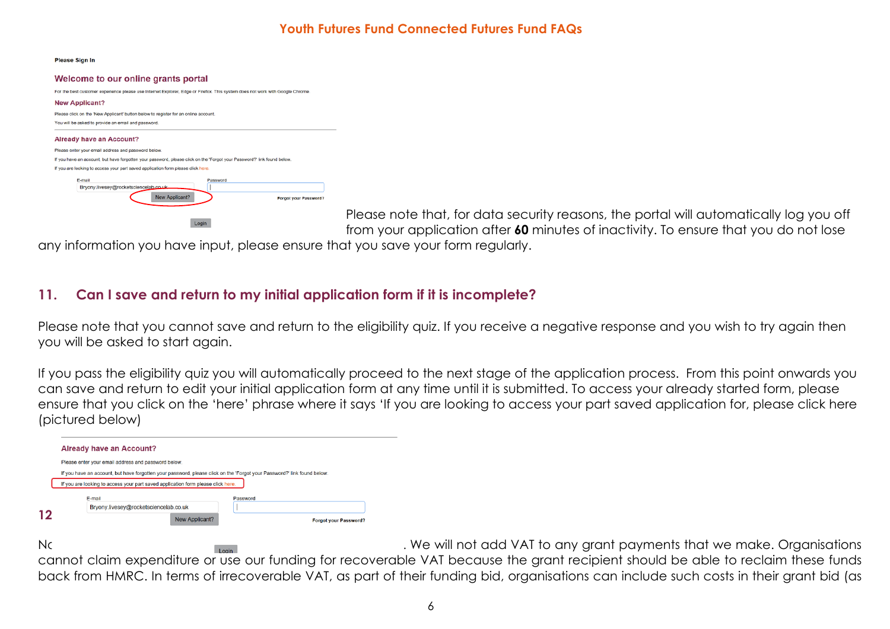Please note that, for data security reasons, the portal will automatically log you off from your application after **60** minutes of inactivity. To ensure that you do not lose any information you have input, please ensure that you save your form regularly.

## 11. Can I save and return to my initial application form if it is incomplete?

Please note that you cannot save and return to the eligibility quiz. If you receive a negative response and you wish to try again then you will be asked to start again.

If you pass the eligibility quiz you will automatically proceed to the next stage of the application process. From this point onwards you can save and return to edit your initial application form at any time until it is submitted. To access your already started form, please ensure that you click on the 'here' phrase where it says 'If you are looking to access your part saved application for, please click here (pictured below)

## 12

No . We will not add VAT to any grant payments that we make. Organisations cannot claim expenditure or use our funding for recoverable VAT because the grant recipient should be able to reclaim these funds back from HMRC. In terms of irrecoverable VAT, as part of their funding bid, organisations can include such costs in their grant bid (as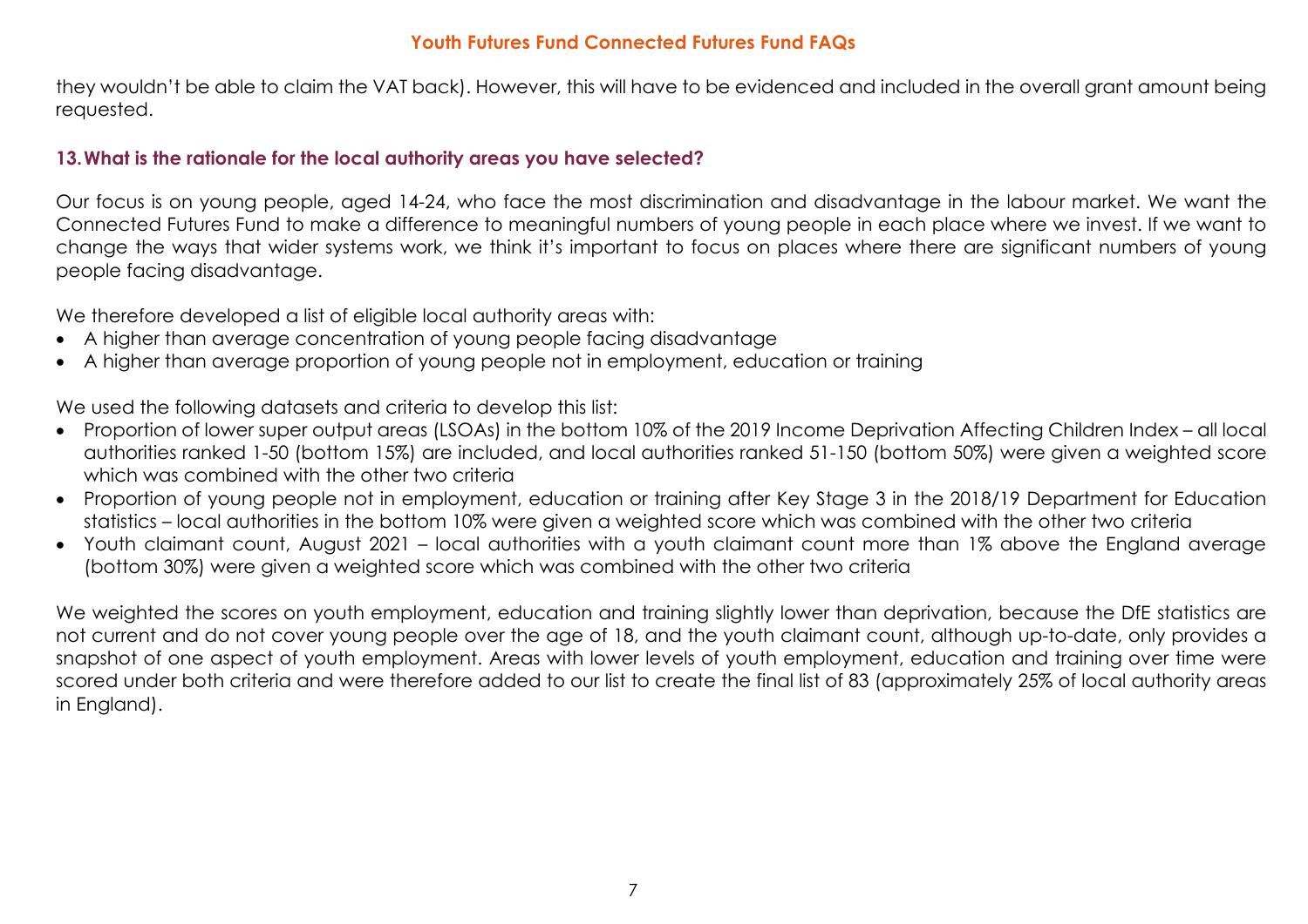they wouldn't be able to claim the VAT back). However, this will have to be evidenced and included in the overall grant amount being requested.

### 13. What is the rationale for the local authority areas you have selected?

Our focus is on young people, aged 14-24, who face the most discrimination and disadvantage in the labour market. We want the Connected Futures Fund to make a difference to meaningful numbers of young people in each place where we invest. If we want to change the ways that wider systems work, we think it's important to focus on places where there are significant numbers of young people facing disadvantage.

We therefore developed a list of eligible local authority areas with:

- A higher than average concentration of young people facing disadvantage
- A higher than average proportion of young people not in employment, education or training

We used the following datasets and criteria to develop this list:

- Proportion of lower super output areas (LSOAs) in the bottom 10% of the 2019 Income Deprivation Affecting Children Index – all local authorities ranked 1-50 (bottom 15%) are included, and local authorities ranked 51-150 (bottom 50%) were given a weighted score which was combined with the other two criteria
- Proportion of young people not in employment, education or training after Key Stage 3 in the 2018/19 Department for Education statistics – local authorities in the bottom 10% were given a weighted score which was combined with the other two criteria
- Youth claimant count, August 2021 – local authorities with a youth claimant count more than 1% above the England average (bottom 30%) were given a weighted score which was combined with the other two criteria

We weighted the scores on youth employment, education and training slightly lower than deprivation, because the DfE statistics are not current and do not cover young people over the age of 18, and the youth claimant count, although up-to-date, only provides a snapshot of one aspect of youth employment. Areas with lower levels of youth employment, education and training over time were scored under both criteria and were therefore added to our list to create the final list of 83 (approximately 25% of local authority areas in England).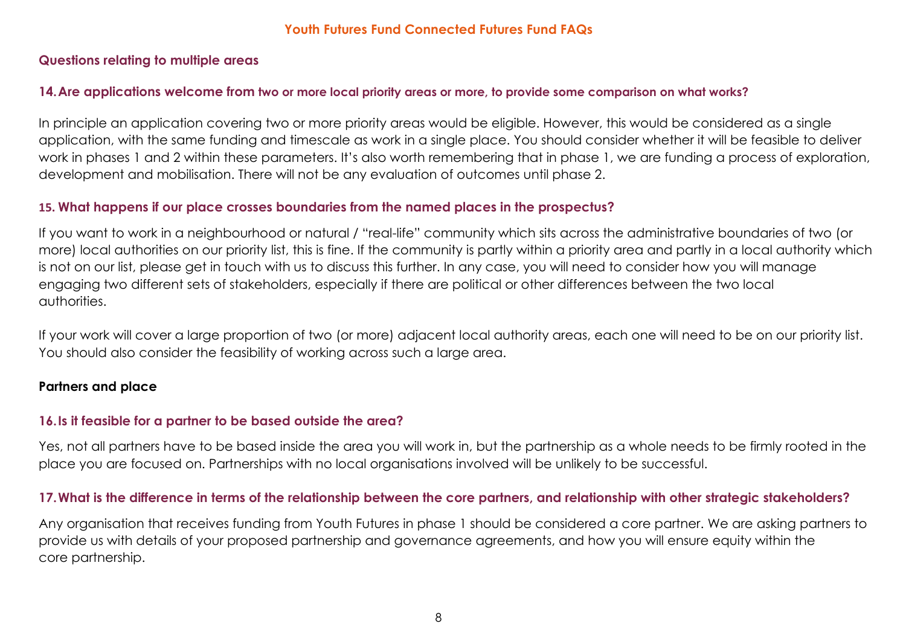## Questions relating to multiple areas

### 14. Are applications welcome from two or more local priority areas or more, to provide some comparison on what works?

In principle an application covering two or more priority areas would be eligible. However, this would be considered as a single application, with the same funding and timescale as work in a single place. You should consider whether it will be feasible to deliver work in phases 1 and 2 within these parameters. It's also worth remembering that in phase 1, we are funding a process of exploration, development and mobilisation. There will not be any evaluation of outcomes until phase 2.

### 15. What happens if our place crosses boundaries from the named places in the prospectus?

If you want to work in a neighbourhood or natural / "real-life" community which sits across the administrative boundaries of two (or more) local authorities on our priority list, this is fine. If the community is partly within a priority area and partly in a local authority which is not on our list, please get in touch with us to discuss this further. In any case, you will need to consider how you will manage engaging two different sets of stakeholders, especially if there are political or other differences between the two local authorities.

If your work will cover a large proportion of two (or more) adjacent local authority areas, each one will need to be on our priority list. You should also consider the feasibility of working across such a large area.

## Partners and place

### 16. Is it feasible for a partner to be based outside the area?

Yes, not all partners have to be based inside the area you will work in, but the partnership as a whole needs to be firmly rooted in the place you are focused on. Partnerships with no local organisations involved will be unlikely to be successful.

### 17. What is the difference in terms of the relationship between the core partners, and relationship with other strategic stakeholders?

Any organisation that receives funding from Youth Futures in phase 1 should be considered a core partner. We are asking partners to provide us with details of your proposed partnership and governance agreements, and how you will ensure equity within the core partnership.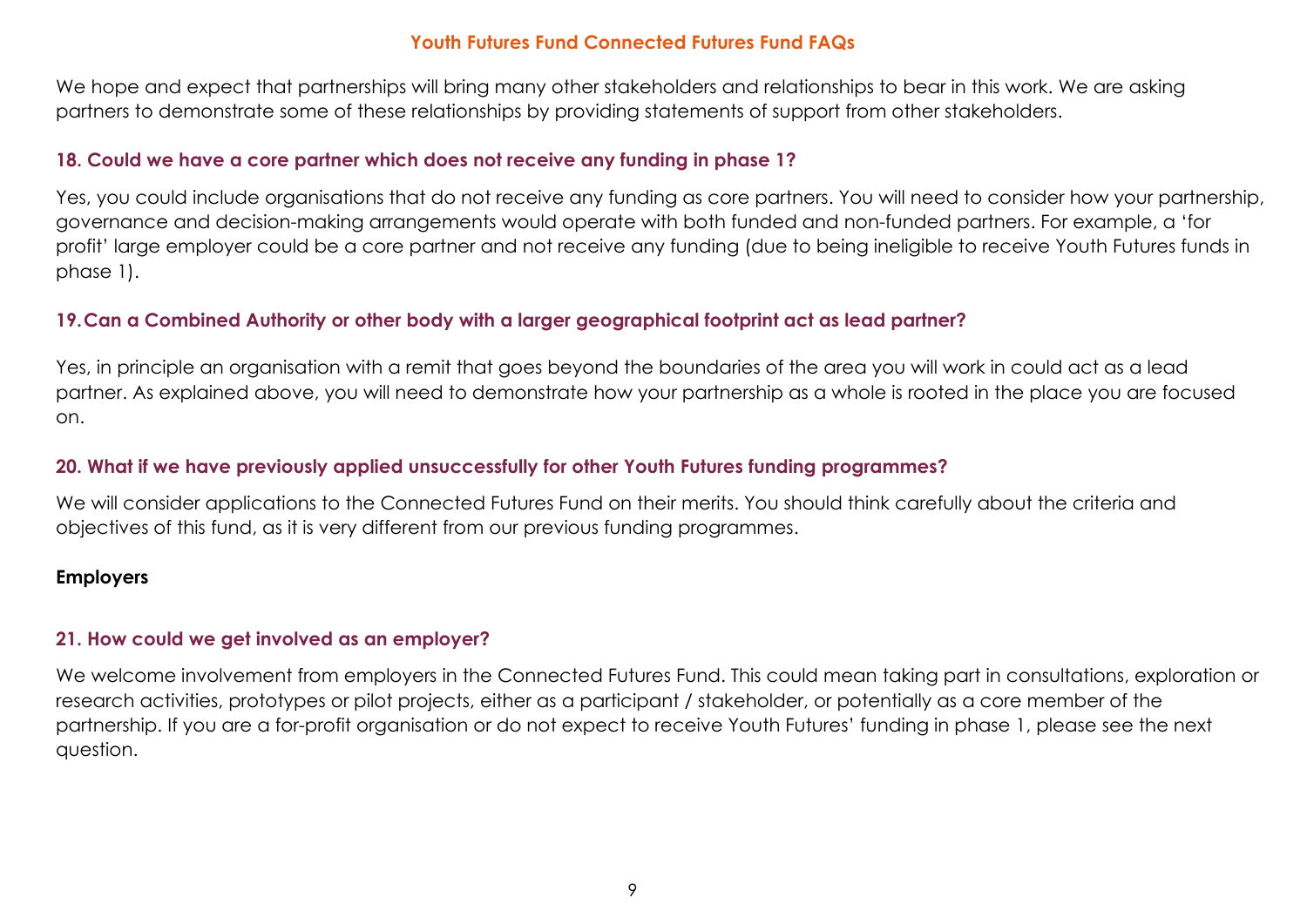We hope and expect that partnerships will bring many other stakeholders and relationships to bear in this work. We are asking partners to demonstrate some of these relationships by providing statements of support from other stakeholders.

### 18. Could we have a core partner which does not receive any funding in phase 1?

Yes, you could include organisations that do not receive any funding as core partners. You will need to consider how your partnership, governance and decision-making arrangements would operate with both funded and non-funded partners. For example, a 'for profit' large employer could be a core partner and not receive any funding (due to being ineligible to receive Youth Futures funds in phase 1).

### 19. Can a Combined Authority or other body with a larger geographical footprint act as lead partner?

Yes, in principle an organisation with a remit that goes beyond the boundaries of the area you will work in could act as a lead partner. As explained above, you will need to demonstrate how your partnership as a whole is rooted in the place you are focused on.

### 20. What if we have previously applied unsuccessfully for other Youth Futures funding programmes?

We will consider applications to the Connected Futures Fund on their merits. You should think carefully about the criteria and objectives of this fund, as it is very different from our previous funding programmes.

## Employers

### 21. How could we get involved as an employer?

We welcome involvement from employers in the Connected Futures Fund. This could mean taking part in consultations, exploration or research activities, prototypes or pilot projects, either as a participant / stakeholder, or potentially as a core member of the partnership. If you are a for-profit organisation or do not expect to receive Youth Futures' funding in phase 1, please see the next question.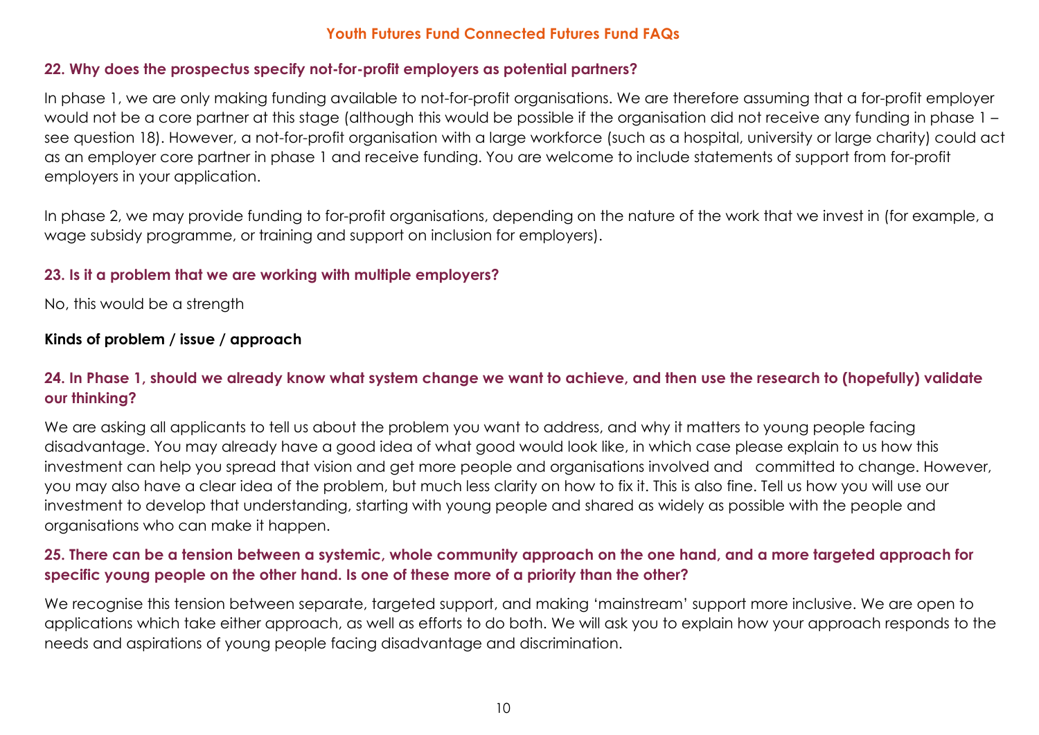### 22. Why does the prospectus specify not-for-profit employers as potential partners?

In phase 1, we are only making funding available to not-for-profit organisations. We are therefore assuming that a for-profit employer would not be a core partner at this stage (although this would be possible if the organisation did not receive any funding in phase 1 – see question 18). However, a not-for-profit organisation with a large workforce (such as a hospital, university or large charity) could act as an employer core partner in phase 1 and receive funding. You are welcome to include statements of support from for-profit employers in your application.

In phase 2, we may provide funding to for-profit organisations, depending on the nature of the work that we invest in (for example, a wage subsidy programme, or training and support on inclusion for employers).

### 23. Is it a problem that we are working with multiple employers?

No, this would be a strength

## Kinds of problem / issue / approach

### 24. In Phase 1, should we already know what system change we want to achieve, and then use the research to (hopefully) validate our thinking?

We are asking all applicants to tell us about the problem you want to address, and why it matters to young people facing disadvantage. You may already have a good idea of what good would look like, in which case please explain to us how this investment can help you spread that vision and get more people and organisations involved and committed to change. However, you may also have a clear idea of the problem, but much less clarity on how to fix it. This is also fine. Tell us how you will use our investment to develop that understanding, starting with young people and shared as widely as possible with the people and organisations who can make it happen.

### 25. There can be a tension between a systemic, whole community approach on the one hand, and a more targeted approach for specific young people on the other hand. Is one of these more of a priority than the other?

We recognise this tension between separate, targeted support, and making 'mainstream' support more inclusive. We are open to applications which take either approach, as well as efforts to do both. We will ask you to explain how your approach responds to the needs and aspirations of young people facing disadvantage and discrimination.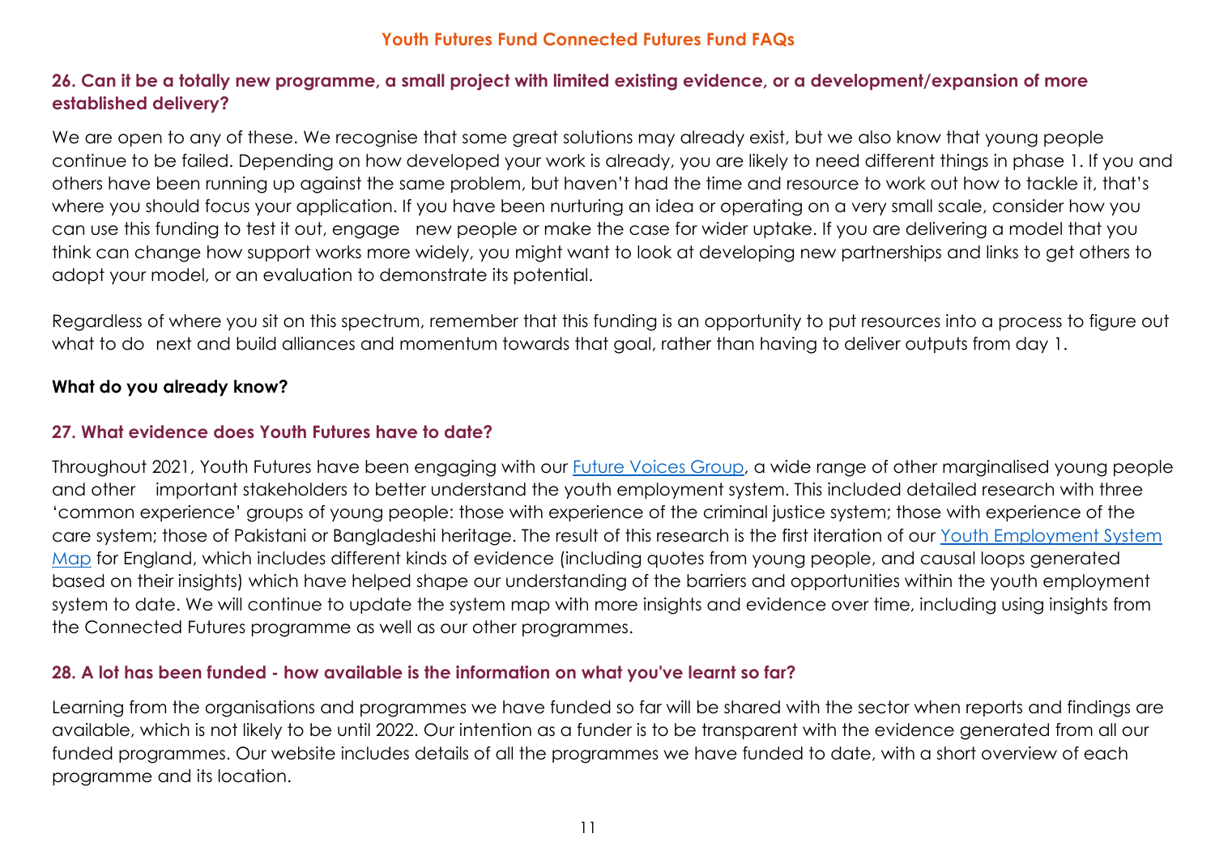### 26. Can it be a totally new programme, a small project with limited existing evidence, or a development/expansion of more established delivery?

We are open to any of these. We recognise that some great solutions may already exist, but we also know that young people continue to be failed. Depending on how developed your work is already, you are likely to need different things in phase 1. If you and others have been running up against the same problem, but haven't had the time and resource to work out how to tackle it, that's where you should focus your application. If you have been nurturing an idea or operating on a very small scale, consider how you can use this funding to test it out, engage new people or make the case for wider uptake. If you are delivering a model that you think can change how support works more widely, you might want to look at developing new partnerships and links to get others to adopt your model, or an evaluation to demonstrate its potential.

Regardless of where you sit on this spectrum, remember that this funding is an opportunity to put resources into a process to figure out what to do next and build alliances and momentum towards that goal, rather than having to deliver outputs from day 1.

**What do you already know?**

### 27. What evidence does Youth Futures have to date?

Throughout 2021, Youth Futures have been engaging with our [Future Voices Group](), a wide range of other marginalised young people and other important stakeholders to better understand the youth employment system. This included detailed research with three 'common experience' groups of young people: those with experience of the criminal justice system; those with experience of the care system; those of Pakistani or Bangladeshi heritage. The result of this research is the first iteration of our [Youth Employment System Map]() for England, which includes different kinds of evidence (including quotes from young people, and causal loops generated based on their insights) which have helped shape our understanding of the barriers and opportunities within the youth employment system to date. We will continue to update the system map with more insights and evidence over time, including using insights from the Connected Futures programme as well as our other programmes.

### 28. A lot has been funded - how available is the information on what you've learnt so far?

Learning from the organisations and programmes we have funded so far will be shared with the sector when reports and findings are available, which is not likely to be until 2022. Our intention as a funder is to be transparent with the evidence generated from all our funded programmes. Our website includes details of all the programmes we have funded to date, with a short overview of each programme and its location.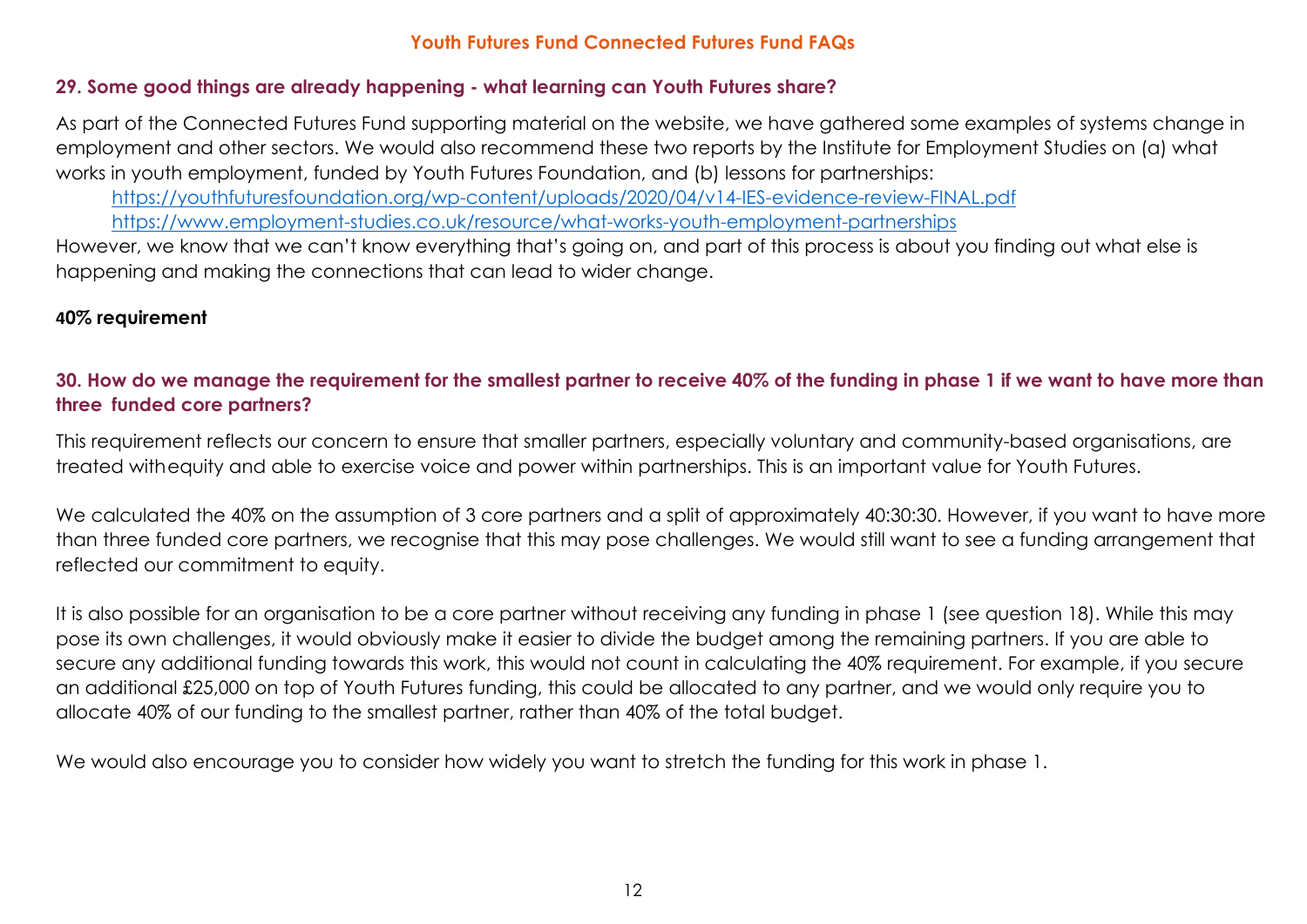### 29. Some good things are already happening - what learning can Youth Futures share?

As part of the Connected Futures Fund supporting material on the website, we have gathered some examples of systems change in employment and other sectors. We would also recommend these two reports by the Institute for Employment Studies on (a) what works in youth employment, funded by Youth Futures Foundation, and (b) lessons for partnerships:

https://youthfuturesfoundation.org/wp-content/uploads/2020/04/v14-IES-evidence-review-FINAL.pdf
https://www.employment-studies.co.uk/resource/what-works-youth-employment-partnerships

However, we know that we can't know everything that's going on, and part of this process is about you finding out what else is happening and making the connections that can lead to wider change.

**40% requirement**

### 30. How do we manage the requirement for the smallest partner to receive 40% of the funding in phase 1 if we want to have more than three funded core partners?

This requirement reflects our concern to ensure that smaller partners, especially voluntary and community-based organisations, are treated with equity and able to exercise voice and power within partnerships. This is an important value for Youth Futures.

We calculated the 40% on the assumption of 3 core partners and a split of approximately 40:30:30. However, if you want to have more than three funded core partners, we recognise that this may pose challenges. We would still want to see a funding arrangement that reflected our commitment to equity.

It is also possible for an organisation to be a core partner without receiving any funding in phase 1 (see question 18). While this may pose its own challenges, it would obviously make it easier to divide the budget among the remaining partners. If you are able to secure any additional funding towards this work, this would not count in calculating the 40% requirement. For example, if you secure an additional £25,000 on top of Youth Futures funding, this could be allocated to any partner, and we would only require you to allocate 40% of our funding to the smallest partner, rather than 40% of the total budget.

We would also encourage you to consider how widely you want to stretch the funding for this work in phase 1.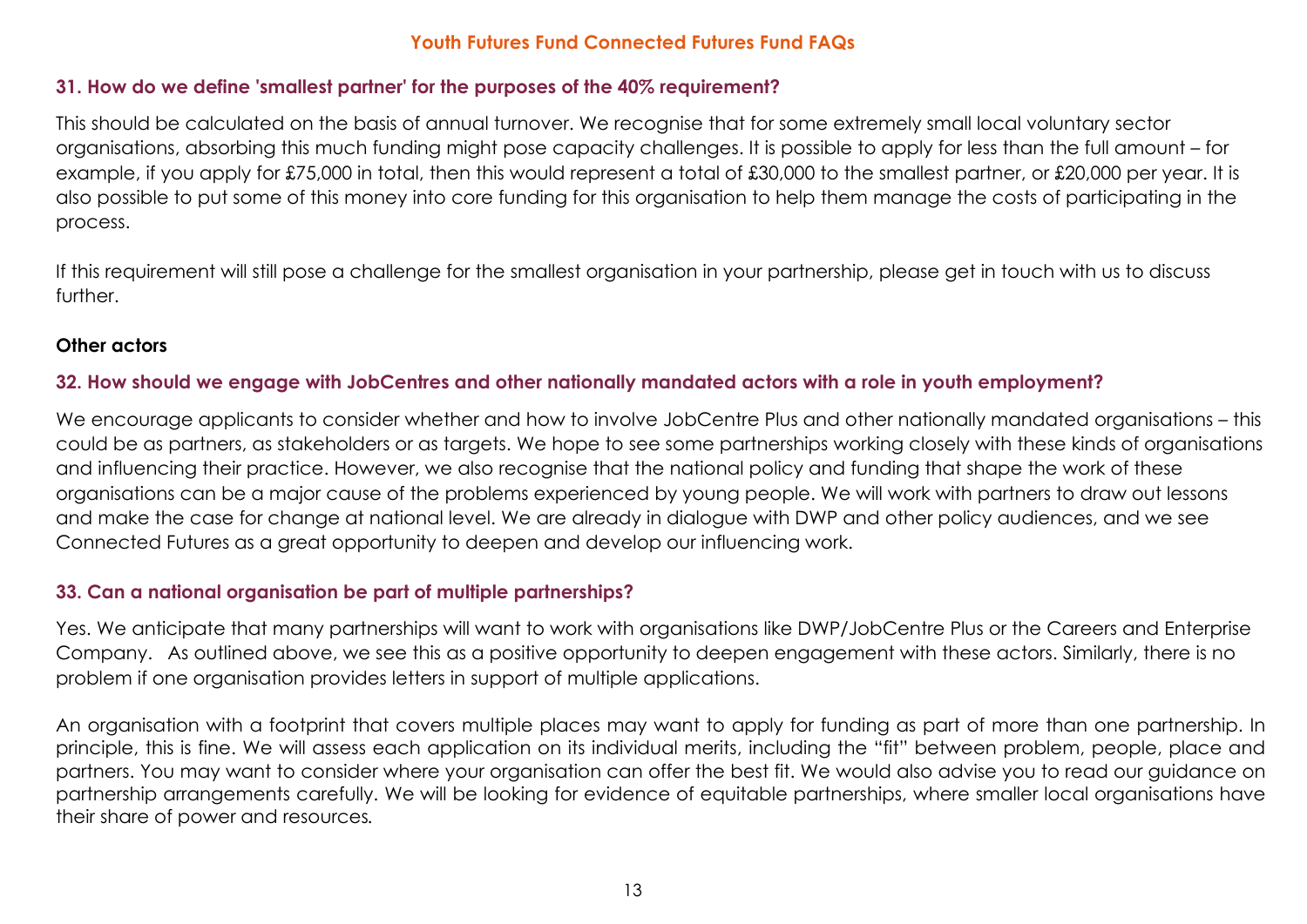### 31. How do we define 'smallest partner' for the purposes of the 40% requirement?

This should be calculated on the basis of annual turnover. We recognise that for some extremely small local voluntary sector organisations, absorbing this much funding might pose capacity challenges. It is possible to apply for less than the full amount – for example, if you apply for £75,000 in total, then this would represent a total of £30,000 to the smallest partner, or £20,000 per year. It is also possible to put some of this money into core funding for this organisation to help them manage the costs of participating in the process.

If this requirement will still pose a challenge for the smallest organisation in your partnership, please get in touch with us to discuss further.

## Other actors

### 32. How should we engage with JobCentres and other nationally mandated actors with a role in youth employment?

We encourage applicants to consider whether and how to involve JobCentre Plus and other nationally mandated organisations – this could be as partners, as stakeholders or as targets. We hope to see some partnerships working closely with these kinds of organisations and influencing their practice. However, we also recognise that the national policy and funding that shape the work of these organisations can be a major cause of the problems experienced by young people. We will work with partners to draw out lessons and make the case for change at national level. We are already in dialogue with DWP and other policy audiences, and we see Connected Futures as a great opportunity to deepen and develop our influencing work.

### 33. Can a national organisation be part of multiple partnerships?

Yes. We anticipate that many partnerships will want to work with organisations like DWP/JobCentre Plus or the Careers and Enterprise Company. As outlined above, we see this as a positive opportunity to deepen engagement with these actors. Similarly, there is no problem if one organisation provides letters in support of multiple applications.

An organisation with a footprint that covers multiple places may want to apply for funding as part of more than one partnership. In principle, this is fine. We will assess each application on its individual merits, including the "fit" between problem, people, place and partners. You may want to consider where your organisation can offer the best fit. We would also advise you to read our guidance on partnership arrangements carefully. We will be looking for evidence of equitable partnerships, where smaller local organisations have their share of power and resources.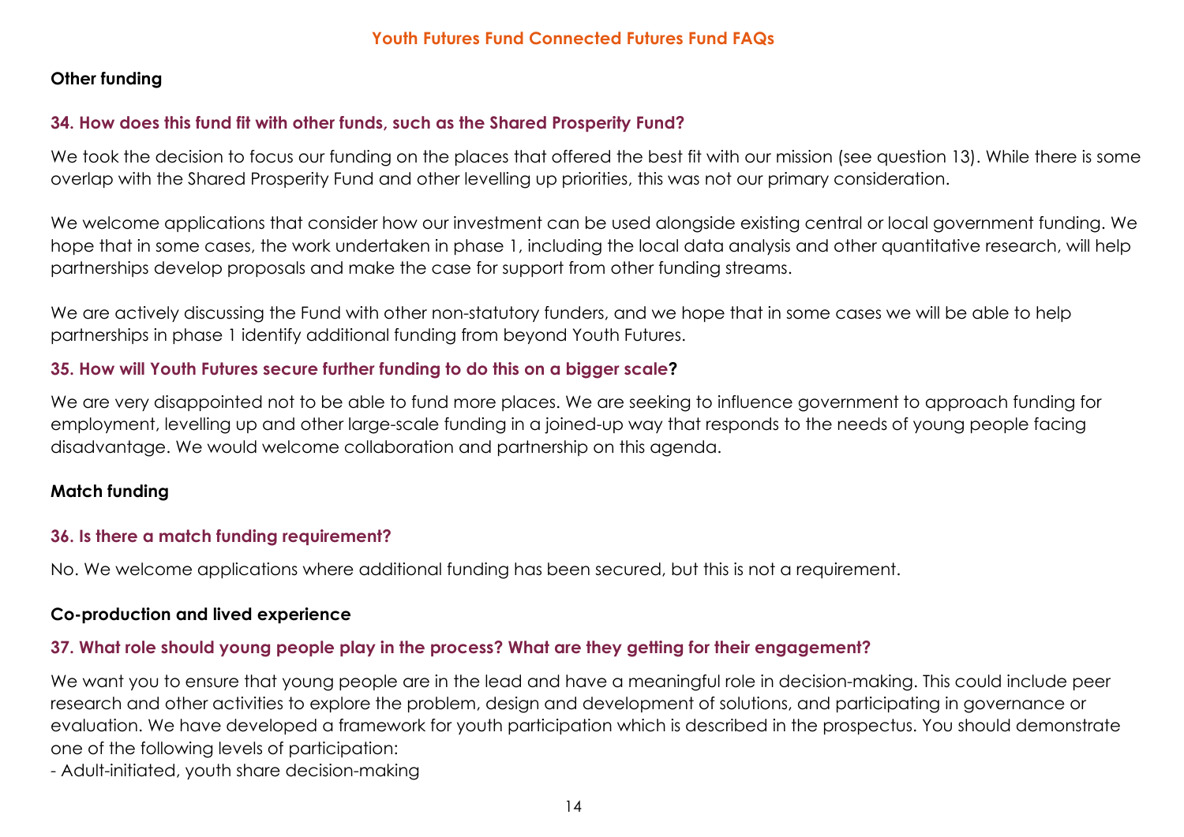## Other funding

### 34. How does this fund fit with other funds, such as the Shared Prosperity Fund?

We took the decision to focus our funding on the places that offered the best fit with our mission (see question 13). While there is some overlap with the Shared Prosperity Fund and other levelling up priorities, this was not our primary consideration.

We welcome applications that consider how our investment can be used alongside existing central or local government funding. We hope that in some cases, the work undertaken in phase 1, including the local data analysis and other quantitative research, will help partnerships develop proposals and make the case for support from other funding streams.

We are actively discussing the Fund with other non-statutory funders, and we hope that in some cases we will be able to help partnerships in phase 1 identify additional funding from beyond Youth Futures.

### 35. How will Youth Futures secure further funding to do this on a bigger scale?

We are very disappointed not to be able to fund more places. We are seeking to influence government to approach funding for employment, levelling up and other large-scale funding in a joined-up way that responds to the needs of young people facing disadvantage. We would welcome collaboration and partnership on this agenda.

## Match funding

### 36. Is there a match funding requirement?

No. We welcome applications where additional funding has been secured, but this is not a requirement.

## Co-production and lived experience

### 37. What role should young people play in the process? What are they getting for their engagement?

We want you to ensure that young people are in the lead and have a meaningful role in decision-making. This could include peer research and other activities to explore the problem, design and development of solutions, and participating in governance or evaluation. We have developed a framework for youth participation which is described in the prospectus. You should demonstrate one of the following levels of participation:

- Adult-initiated, youth share decision-making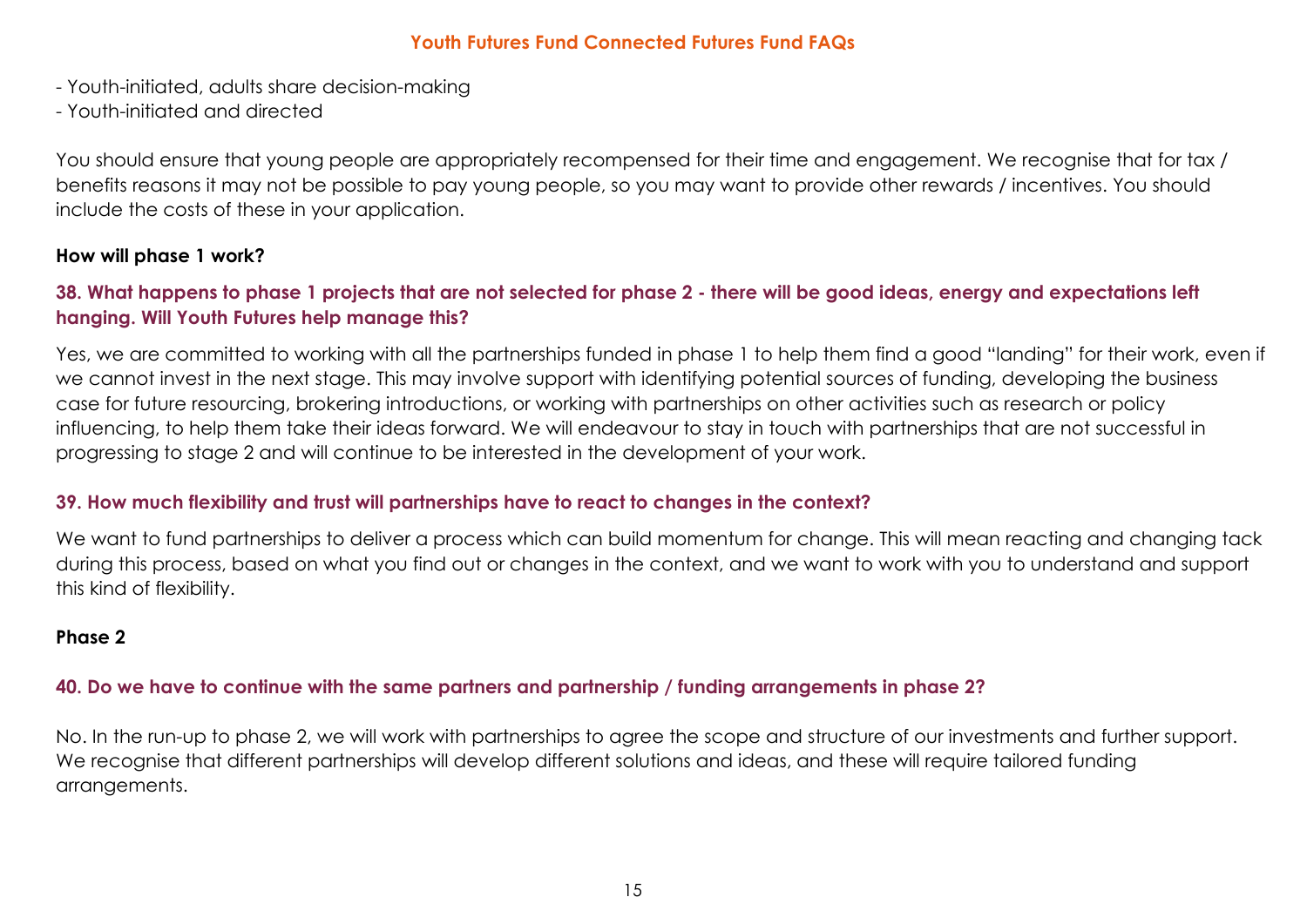- Youth-initiated, adults share decision-making
- Youth-initiated and directed

You should ensure that young people are appropriately recompensed for their time and engagement. We recognise that for tax / benefits reasons it may not be possible to pay young people, so you may want to provide other rewards / incentives. You should include the costs of these in your application.

**How will phase 1 work?**

### 38. What happens to phase 1 projects that are not selected for phase 2 - there will be good ideas, energy and expectations left hanging. Will Youth Futures help manage this?

Yes, we are committed to working with all the partnerships funded in phase 1 to help them find a good "landing" for their work, even if we cannot invest in the next stage. This may involve support with identifying potential sources of funding, developing the business case for future resourcing, brokering introductions, or working with partnerships on other activities such as research or policy influencing, to help them take their ideas forward. We will endeavour to stay in touch with partnerships that are not successful in progressing to stage 2 and will continue to be interested in the development of your work.

### 39. How much flexibility and trust will partnerships have to react to changes in the context?

We want to fund partnerships to deliver a process which can build momentum for change. This will mean reacting and changing tack during this process, based on what you find out or changes in the context, and we want to work with you to understand and support this kind of flexibility.

**Phase 2**

### 40. Do we have to continue with the same partners and partnership / funding arrangements in phase 2?

No. In the run-up to phase 2, we will work with partnerships to agree the scope and structure of our investments and further support. We recognise that different partnerships will develop different solutions and ideas, and these will require tailored funding arrangements.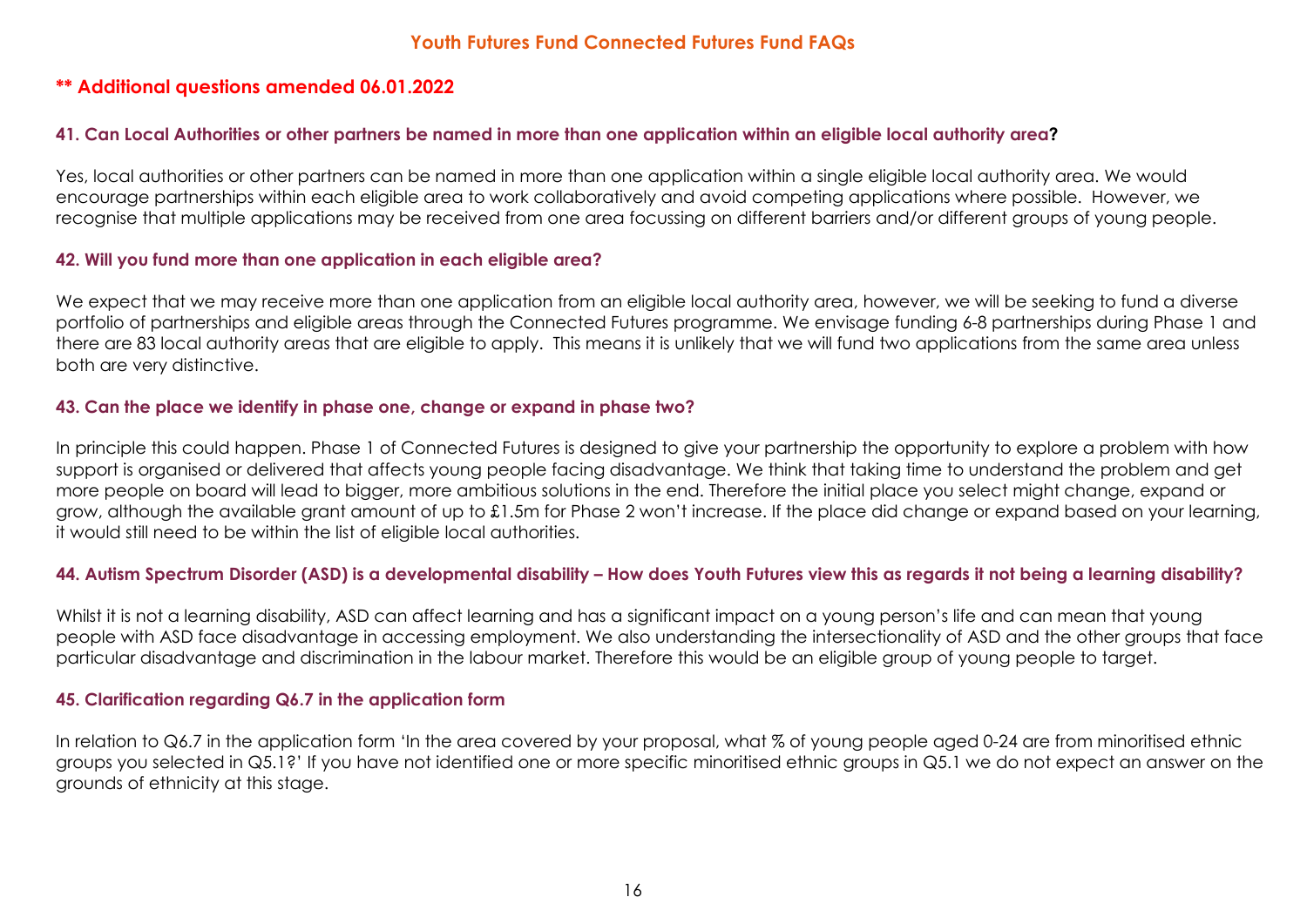**Youth Futures Fund Connected Futures Fund FAQs**

**** Additional questions amended 06.01.2022**

### 41. Can Local Authorities or other partners be named in more than one application within an eligible local authority area?

Yes, local authorities or other partners can be named in more than one application within a single eligible local authority area. We would encourage partnerships within each eligible area to work collaboratively and avoid competing applications where possible. However, we recognise that multiple applications may be received from one area focussing on different barriers and/or different groups of young people.

### 42. Will you fund more than one application in each eligible area?

We expect that we may receive more than one application from an eligible local authority area, however, we will be seeking to fund a diverse portfolio of partnerships and eligible areas through the Connected Futures programme. We envisage funding 6-8 partnerships during Phase 1 and there are 83 local authority areas that are eligible to apply. This means it is unlikely that we will fund two applications from the same area unless both are very distinctive.

### 43. Can the place we identify in phase one, change or expand in phase two?

In principle this could happen. Phase 1 of Connected Futures is designed to give your partnership the opportunity to explore a problem with how support is organised or delivered that affects young people facing disadvantage. We think that taking time to understand the problem and get more people on board will lead to bigger, more ambitious solutions in the end. Therefore the initial place you select might change, expand or grow, although the available grant amount of up to £1.5m for Phase 2 won't increase. If the place did change or expand based on your learning, it would still need to be within the list of eligible local authorities.

### 44. Autism Spectrum Disorder (ASD) is a developmental disability – How does Youth Futures view this as regards it not being a learning disability?

Whilst it is not a learning disability, ASD can affect learning and has a significant impact on a young person's life and can mean that young people with ASD face disadvantage in accessing employment. We also understanding the intersectionality of ASD and the other groups that face particular disadvantage and discrimination in the labour market. Therefore this would be an eligible group of young people to target.

### 45. Clarification regarding Q6.7 in the application form

In relation to Q6.7 in the application form 'In the area covered by your proposal, what % of young people aged 0-24 are from minoritised ethnic groups you selected in Q5.1?' If you have not identified one or more specific minoritised ethnic groups in Q5.1 we do not expect an answer on the grounds of ethnicity at this stage.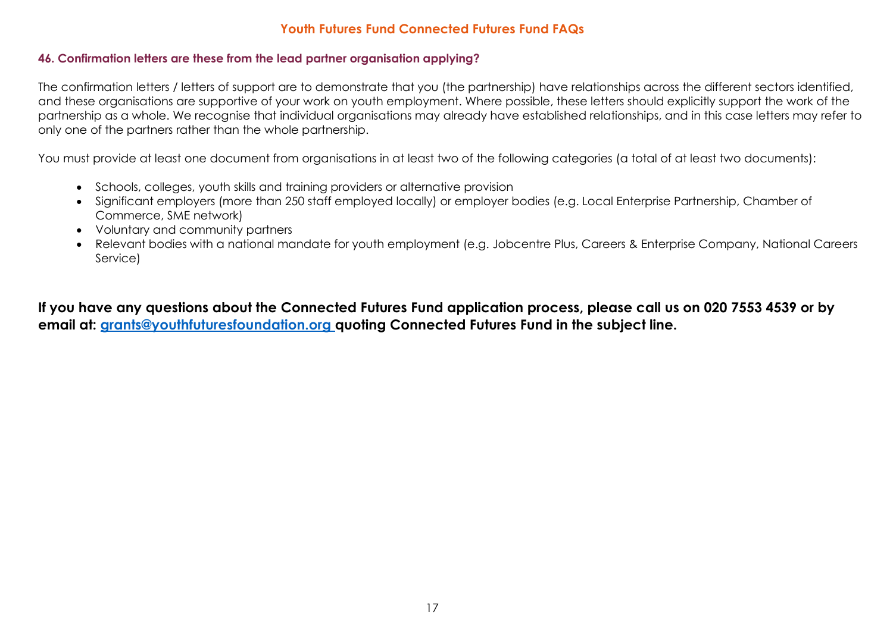#### 46. Confirmation letters are these from the lead partner organisation applying?

The confirmation letters / letters of support are to demonstrate that you (the partnership) have relationships across the different sectors identified, and these organisations are supportive of your work on youth employment. Where possible, these letters should explicitly support the work of the partnership as a whole. We recognise that individual organisations may already have established relationships, and in this case letters may refer to only one of the partners rather than the whole partnership.

You must provide at least one document from organisations in at least two of the following categories (a total of at least two documents):

- Schools, colleges, youth skills and training providers or alternative provision
- Significant employers (more than 250 staff employed locally) or employer bodies (e.g. Local Enterprise Partnership, Chamber of Commerce, SME network)
- Voluntary and community partners
- Relevant bodies with a national mandate for youth employment (e.g. Jobcentre Plus, Careers & Enterprise Company, National Careers Service)

**If you have any questions about the Connected Futures Fund application process, please call us on 020 7553 4539 or by email at: [grants@youthfuturesfoundation.org](mailto:grants@youthfuturesfoundation.org) quoting Connected Futures Fund in the subject line.**